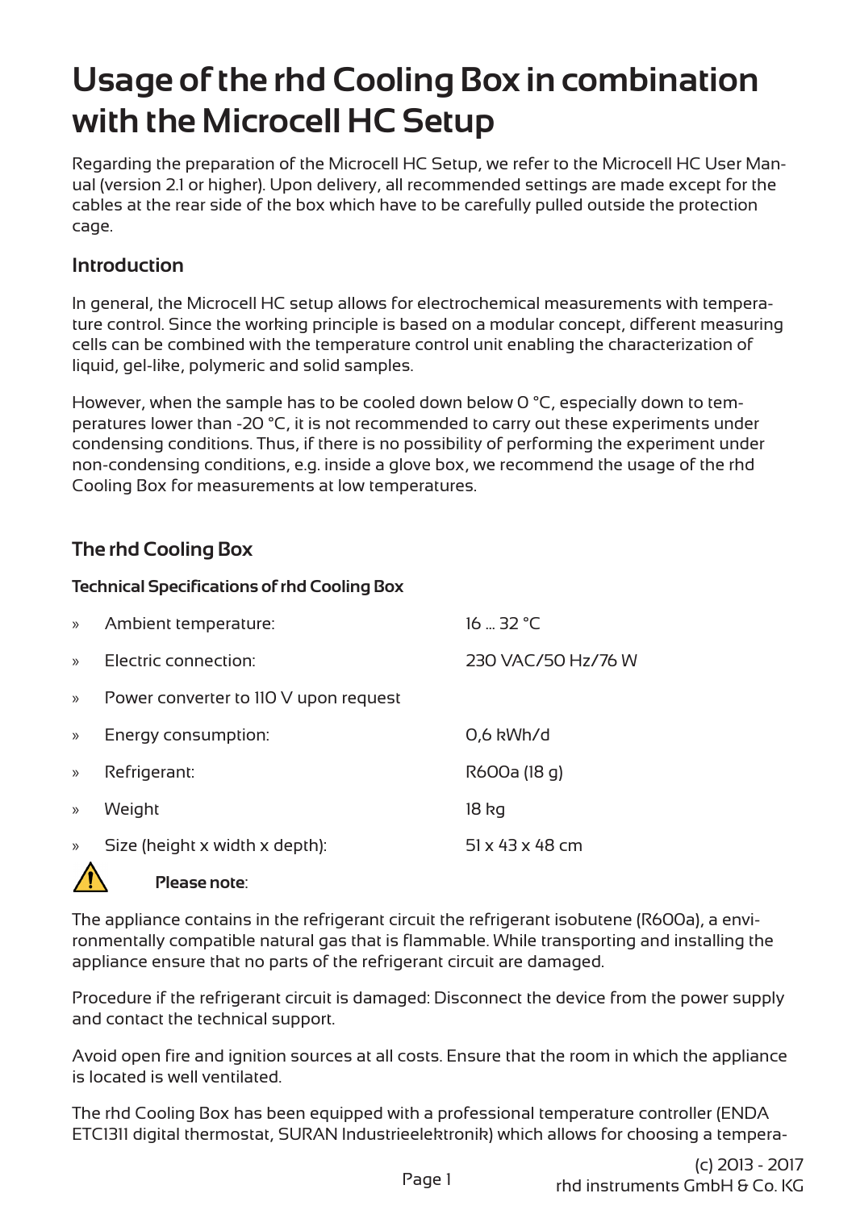# Usage of the rhd Cooling Box in combination with the Microcell HC Setup

Regarding the preparation of the Microcell HC Setup, we refer to the Microcell HC User Manual (version 2.1 or higher). Upon delivery, all recommended settings are made except for the cables at the rear side of the box which have to be carefully pulled outside the protection cage.

## Introduction

In general, the Microcell HC setup allows for electrochemical measurements with temperature control. Since the working principle is based on a modular concept, different measuring cells can be combined with the temperature control unit enabling the characterization of liquid, gel-like, polymeric and solid samples.

However, when the sample has to be cooled down below 0 °C, especially down to temperatures lower than -20 °C, it is not recommended to carry out these experiments under condensing conditions. Thus, if there is no possibility of performing the experiment under non-condensing conditions, e.g. inside a glove box, we recommend the usage of the rhd Cooling Box for measurements at low temperatures.

## The rhd Cooling Box

### Technical Specifications of rhd Cooling Box

- Ambient temperature: 16 ... 32 °C
- Electric connection: 230 VAC/50 Hz/76 W
- Power converter to 110 V upon request
- Energy consumption: 0,6 kWh/d
- Refrigerant: R600a (18 g)
- Weight 18 kg
- Size (height x width x depth): 51 x 43 x 48 cm

⚠ **Please note**:

The appliance contains in the refrigerant circuit the refrigerant isobutene (R600a), a environmentally compatible natural gas that is flammable. While transporting and installing the appliance ensure that no parts of the refrigerant circuit are damaged.

Procedure if the refrigerant circuit is damaged: Disconnect the device from the power supply and contact the technical support.

Avoid open fire and ignition sources at all costs. Ensure that the room in which the appliance is located is well ventilated.

The rhd Cooling Box has been equipped with a professional temperature controller (ENDA ETC1311 digital thermostat, SURAN Industrieelektronik) which allows for choosing a tempera-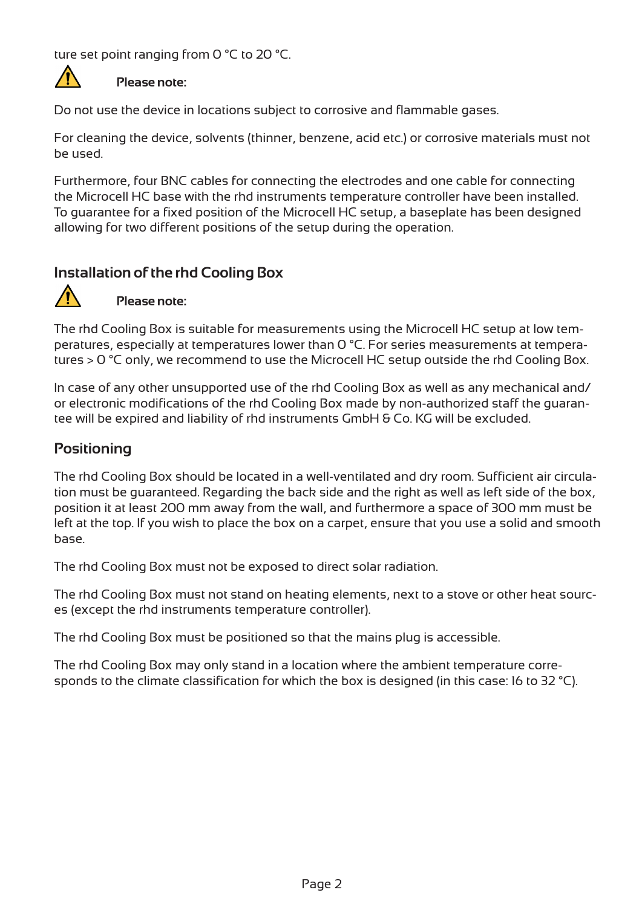ture set point ranging from 0 °C to 20 °C.

⚠ **Please note:**

Do not use the device in locations subject to corrosive and flammable gases.

For cleaning the device, solvents (thinner, benzene, acid etc.) or corrosive materials must not be used.

Furthermore, four BNC cables for connecting the electrodes and one cable for connecting the Microcell HC base with the rhd instruments temperature controller have been installed. To guarantee for a fixed position of the Microcell HC setup, a baseplate has been designed allowing for two different positions of the setup during the operation.

## Installation of the rhd Cooling Box

⚠ **Please note:**

The rhd Cooling Box is suitable for measurements using the Microcell HC setup at low temperatures, especially at temperatures lower than 0 °C. For series measurements at temperatures > 0 °C only, we recommend to use the Microcell HC setup outside the rhd Cooling Box.

In case of any other unsupported use of the rhd Cooling Box as well as any mechanical and/or electronic modifications of the rhd Cooling Box made by non-authorized staff the guarantee will be expired and liability of rhd instruments GmbH & Co. KG will be excluded.

## Positioning

The rhd Cooling Box should be located in a well-ventilated and dry room. Sufficient air circulation must be guaranteed. Regarding the back side and the right as well as left side of the box, position it at least 200 mm away from the wall, and furthermore a space of 300 mm must be left at the top. If you wish to place the box on a carpet, ensure that you use a solid and smooth base.

The rhd Cooling Box must not be exposed to direct solar radiation.

The rhd Cooling Box must not stand on heating elements, next to a stove or other heat sources (except the rhd instruments temperature controller).

The rhd Cooling Box must be positioned so that the mains plug is accessible.

The rhd Cooling Box may only stand in a location where the ambient temperature corresponds to the climate classification for which the box is designed (in this case: 16 to 32 °C).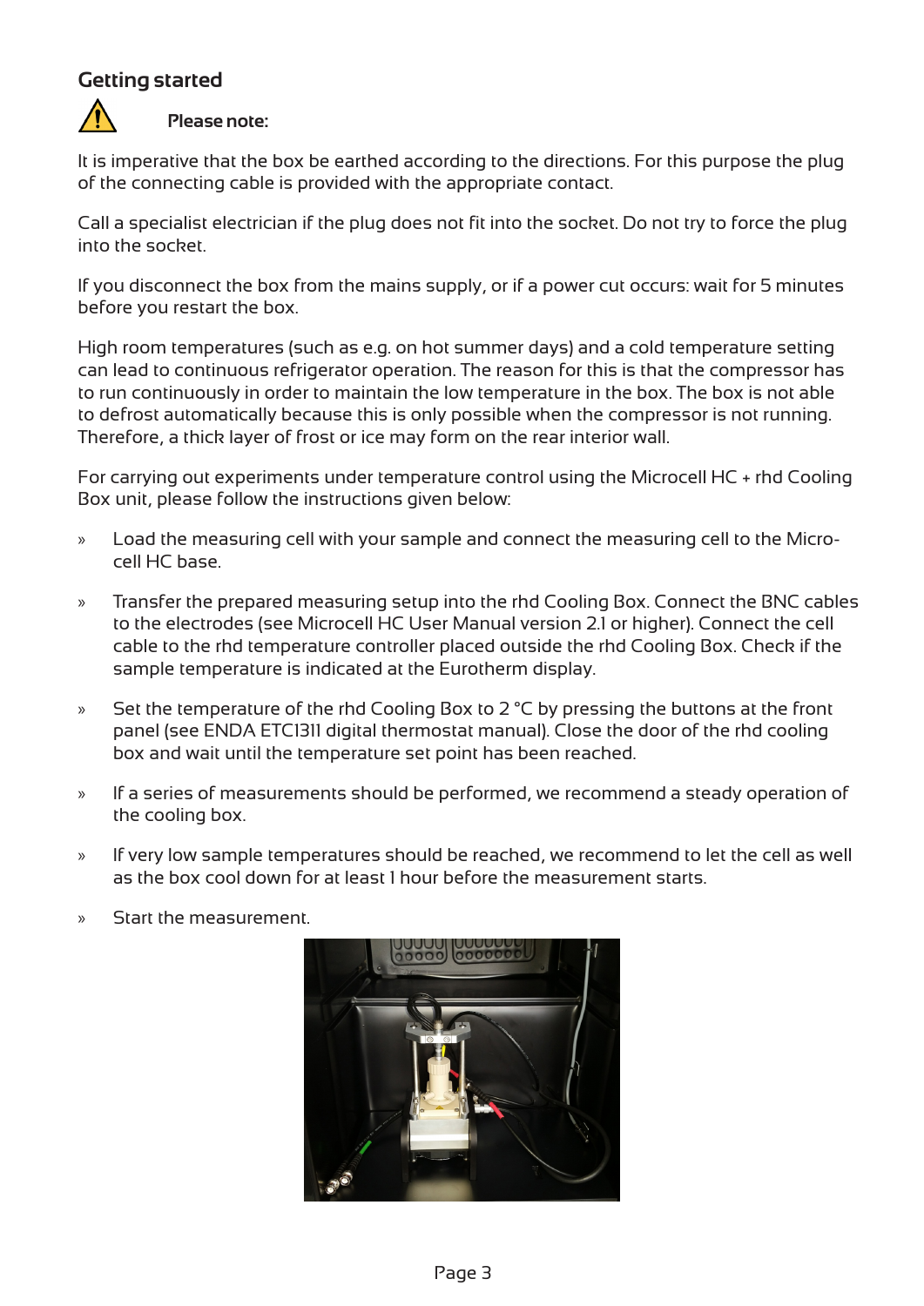## Getting started

⚠ **Please note:**

It is imperative that the box be earthed according to the directions. For this purpose the plug of the connecting cable is provided with the appropriate contact.

Call a specialist electrician if the plug does not fit into the socket. Do not try to force the plug into the socket.

If you disconnect the box from the mains supply, or if a power cut occurs: wait for 5 minutes before you restart the box.

High room temperatures (such as e.g. on hot summer days) and a cold temperature setting can lead to continuous refrigerator operation. The reason for this is that the compressor has to run continuously in order to maintain the low temperature in the box. The box is not able to defrost automatically because this is only possible when the compressor is not running. Therefore, a thick layer of frost or ice may form on the rear interior wall.

For carrying out experiments under temperature control using the Microcell HC + rhd Cooling Box unit, please follow the instructions given below:

- Load the measuring cell with your sample and connect the measuring cell to the Microcell HC base.
- Transfer the prepared measuring setup into the rhd Cooling Box. Connect the BNC cables to the electrodes (see Microcell HC User Manual version 2.1 or higher). Connect the cell cable to the rhd temperature controller placed outside the rhd Cooling Box. Check if the sample temperature is indicated at the Eurotherm display.
- Set the temperature of the rhd Cooling Box to 2 °C by pressing the buttons at the front panel (see ENDA ETC1311 digital thermostat manual). Close the door of the rhd cooling box and wait until the temperature set point has been reached.
- If a series of measurements should be performed, we recommend a steady operation of the cooling box.
- If very low sample temperatures should be reached, we recommend to let the cell as well as the box cool down for at least 1 hour before the measurement starts.
- Start the measurement.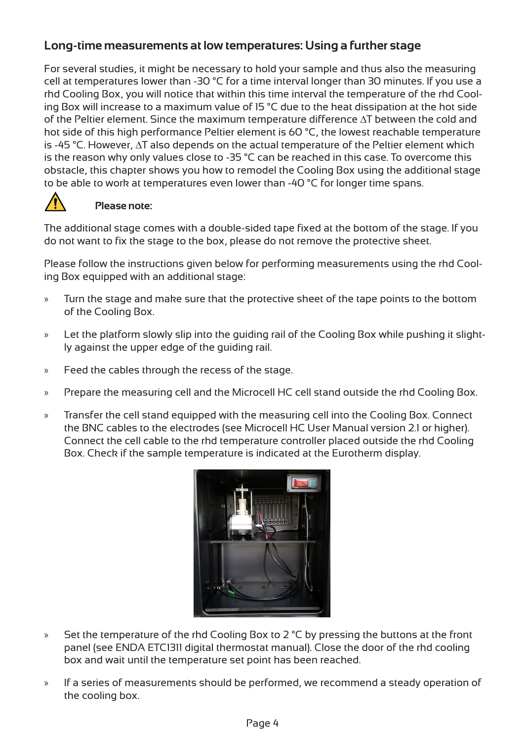## Long-time measurements at low temperatures: Using a further stage

For several studies, it might be necessary to hold your sample and thus also the measuring cell at temperatures lower than -30 °C for a time interval longer than 30 minutes. If you use a rhd Cooling Box, you will notice that within this time interval the temperature of the rhd Cooling Box will increase to a maximum value of 15 °C due to the heat dissipation at the hot side of the Peltier element. Since the maximum temperature difference $\Delta T$ between the cold and hot side of this high performance Peltier element is 60 °C, the lowest reachable temperature is -45 °C. However, $\Delta T$ also depends on the actual temperature of the Peltier element which is the reason why only values close to -35 °C can be reached in this case. To overcome this obstacle, this chapter shows you how to remodel the Cooling Box using the additional stage to be able to work at temperatures even lower than -40 °C for longer time spans.

**Please note:**

The additional stage comes with a double-sided tape fixed at the bottom of the stage. If you do not want to fix the stage to the box, please do not remove the protective sheet.

Please follow the instructions given below for performing measurements using the rhd Cooling Box equipped with an additional stage:

» Turn the stage and make sure that the protective sheet of the tape points to the bottom of the Cooling Box.

» Let the platform slowly slip into the guiding rail of the Cooling Box while pushing it slightly against the upper edge of the guiding rail.

» Feed the cables through the recess of the stage.

» Prepare the measuring cell and the Microcell HC cell stand outside the rhd Cooling Box.

» Transfer the cell stand equipped with the measuring cell into the Cooling Box. Connect the BNC cables to the electrodes (see Microcell HC User Manual version 2.1 or higher). Connect the cell cable to the rhd temperature controller placed outside the rhd Cooling Box. Check if the sample temperature is indicated at the Eurotherm display.

» Set the temperature of the rhd Cooling Box to 2 °C by pressing the buttons at the front panel (see ENDA ETC1311 digital thermostat manual). Close the door of the rhd cooling box and wait until the temperature set point has been reached.

» If a series of measurements should be performed, we recommend a steady operation of the cooling box.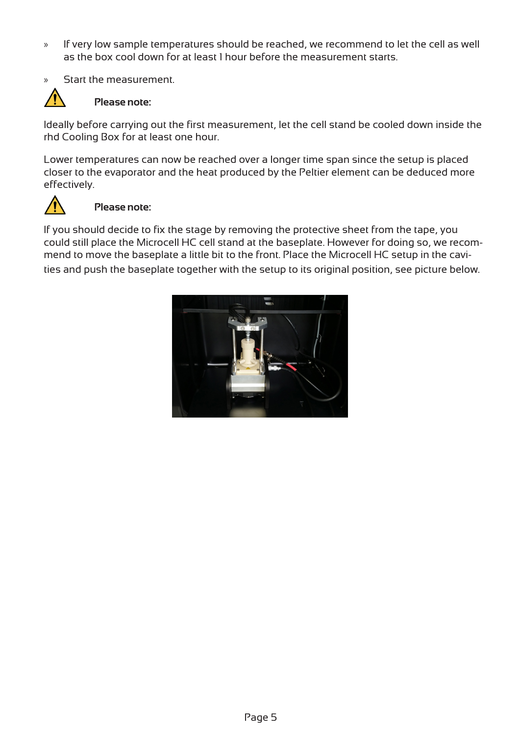- If very low sample temperatures should be reached, we recommend to let the cell as well as the box cool down for at least 1 hour before the measurement starts.
- Start the measurement.

⚠ **Please note:**

Ideally before carrying out the first measurement, let the cell stand be cooled down inside the rhd Cooling Box for at least one hour.

Lower temperatures can now be reached over a longer time span since the setup is placed closer to the evaporator and the heat produced by the Peltier element can be deduced more effectively.

⚠ **Please note:**

If you should decide to fix the stage by removing the protective sheet from the tape, you could still place the Microcell HC cell stand at the baseplate. However for doing so, we recommend to move the baseplate a little bit to the front. Place the Microcell HC setup in the cavities and push the baseplate together with the setup to its original position, see picture below.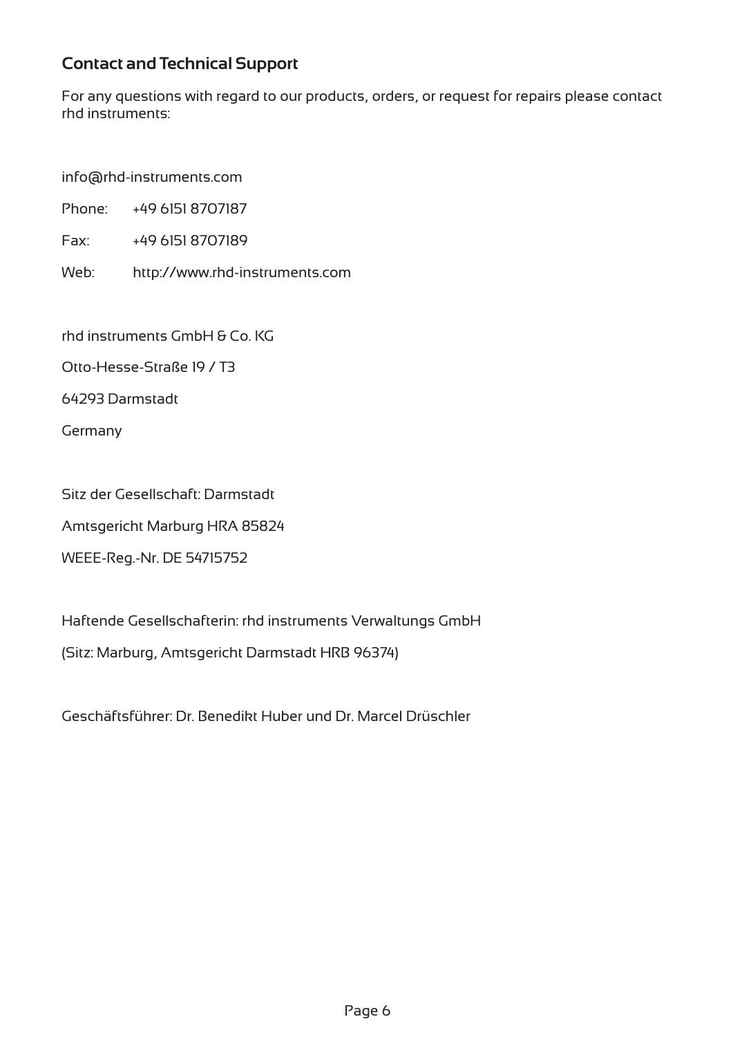## Contact and Technical Support

For any questions with regard to our products, orders, or request for repairs please contact rhd instruments:

info@rhd-instruments.com

Phone: +49 6151 8707187

Fax: +49 6151 8707189

Web: http://www.rhd-instruments.com

rhd instruments GmbH & Co. KG

Otto-Hesse-Straße 19 / T3

64293 Darmstadt

Germany

Sitz der Gesellschaft: Darmstadt

Amtsgericht Marburg HRA 85824

WEEE-Reg.-Nr. DE 54715752

Haftende Gesellschafterin: rhd instruments Verwaltungs GmbH

(Sitz: Marburg, Amtsgericht Darmstadt HRB 96374)

Geschäftsführer: Dr. Benedikt Huber und Dr. Marcel Drüschler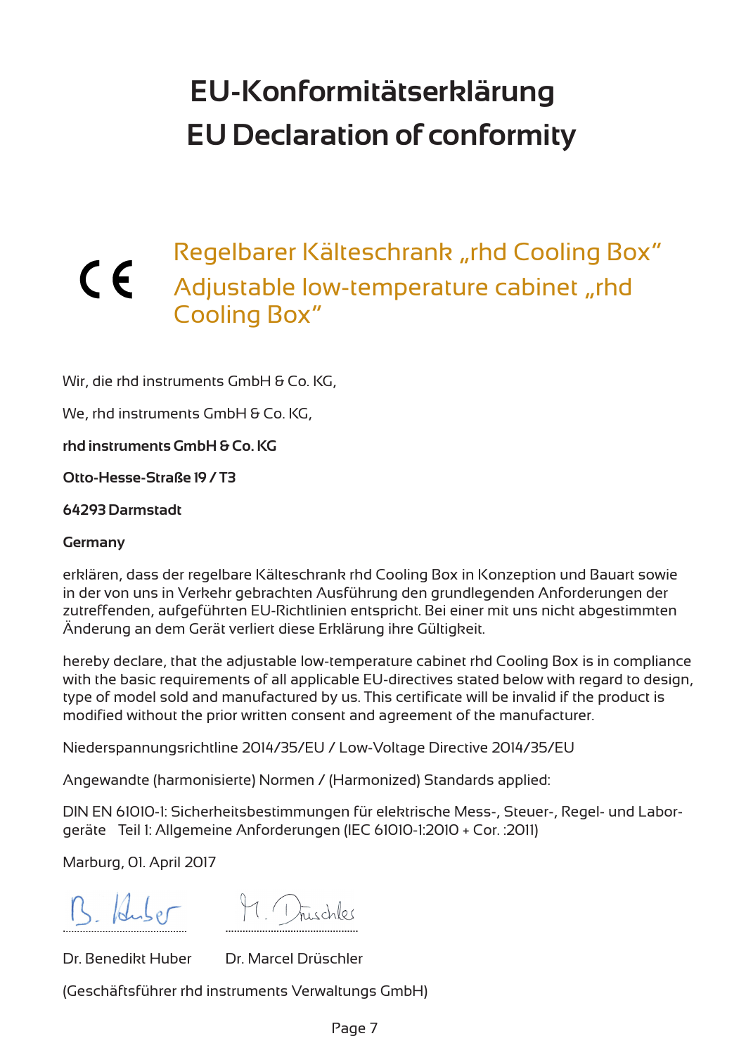# EU-Konformitätserklärung
# EU Declaration of conformity

CE

## Regelbarer Kälteschrank „rhd Cooling Box"
## Adjustable low-temperature cabinet „rhd Cooling Box"

Wir, die rhd instruments GmbH & Co. KG,

We, rhd instruments GmbH & Co. KG,

**rhd instruments GmbH & Co. KG**

**Otto-Hesse-Straße 19 / T3**

**64293 Darmstadt**

**Germany**

erklären, dass der regelbare Kälteschrank rhd Cooling Box in Konzeption und Bauart sowie in der von uns in Verkehr gebrachten Ausführung den grundlegenden Anforderungen der zutreffenden, aufgeführten EU-Richtlinien entspricht. Bei einer mit uns nicht abgestimmten Änderung an dem Gerät verliert diese Erklärung ihre Gültigkeit.

hereby declare, that the adjustable low-temperature cabinet rhd Cooling Box is in compliance with the basic requirements of all applicable EU-directives stated below with regard to design, type of model sold and manufactured by us. This certificate will be invalid if the product is modified without the prior written consent and agreement of the manufacturer.

Niederspannungsrichtline 2014/35/EU / Low-Voltage Directive 2014/35/EU

Angewandte (harmonisierte) Normen / (Harmonized) Standards applied:

DIN EN 61010-1: Sicherheitsbestimmungen für elektrische Mess-, Steuer-, Regel- und Laborgeräte   Teil 1: Allgemeine Anforderungen (IEC 61010-1:2010 + Cor. :2011)

Marburg, 01. April 2017

B. Huber ........................  M. Drüschler ........................

Dr. Benedikt Huber    Dr. Marcel Drüschler

(Geschäftsführer rhd instruments Verwaltungs GmbH)